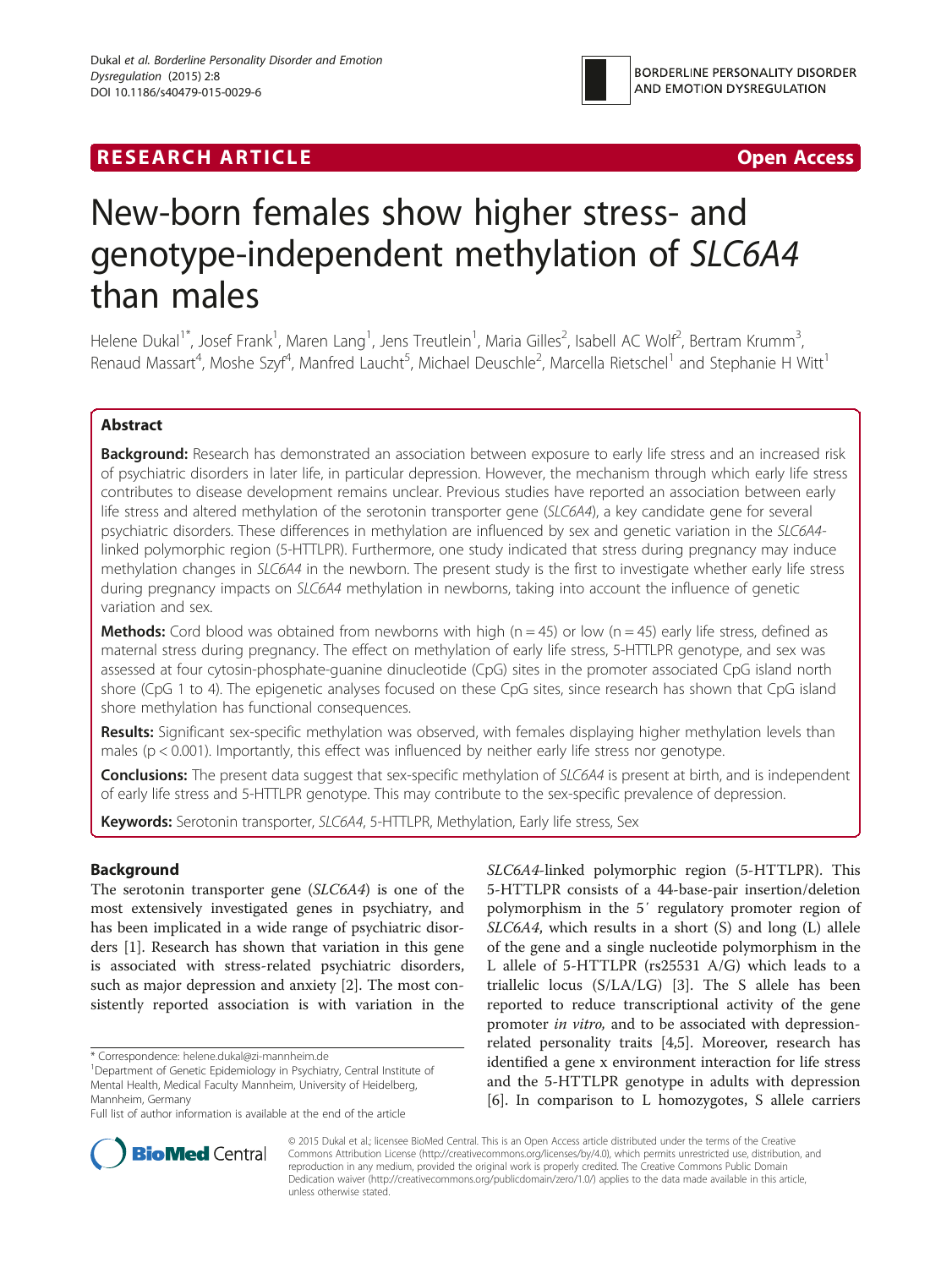RESEARCH ARTICLE Open Access

# New-born females show higher stress- and genotype-independent methylation of *SLC6A4* than males

Helene Dukal[1*], Josef Frank[1], Maren Lang[1], Jens Treutlein[1], Maria Gilles[2], Isabell AC Wolf[2], Bertram Krumm[3], Renaud Massart[4], Moshe Szyf[4], Manfred Laucht[5], Michael Deuschle[2], Marcella Rietschel[1] and Stephanie H Witt[1]

## Abstract

**Background:** Research has demonstrated an association between exposure to early life stress and an increased risk of psychiatric disorders in later life, in particular depression. However, the mechanism through which early life stress contributes to disease development remains unclear. Previous studies have reported an association between early life stress and altered methylation of the serotonin transporter gene (*SLC6A4*), a key candidate gene for several psychiatric disorders. These differences in methylation are influenced by sex and genetic variation in the *SLC6A4*-linked polymorphic region (5-HTTLPR). Furthermore, one study indicated that stress during pregnancy may induce methylation changes in *SLC6A4* in the newborn. The present study is the first to investigate whether early life stress during pregnancy impacts on *SLC6A4* methylation in newborns, taking into account the influence of genetic variation and sex.

**Methods:** Cord blood was obtained from newborns with high (n = 45) or low (n = 45) early life stress, defined as maternal stress during pregnancy. The effect on methylation of early life stress, 5-HTTLPR genotype, and sex was assessed at four cytosin-phosphate-guanine dinucleotide (CpG) sites in the promoter associated CpG island north shore (CpG 1 to 4). The epigenetic analyses focused on these CpG sites, since research has shown that CpG island shore methylation has functional consequences.

**Results:** Significant sex-specific methylation was observed, with females displaying higher methylation levels than males ($p < 0.001$). Importantly, this effect was influenced by neither early life stress nor genotype.

**Conclusions:** The present data suggest that sex-specific methylation of *SLC6A4* is present at birth, and is independent of early life stress and 5-HTTLPR genotype. This may contribute to the sex-specific prevalence of depression.

**Keywords:** Serotonin transporter, *SLC6A4*, 5-HTTLPR, Methylation, Early life stress, Sex

## Background

The serotonin transporter gene (*SLC6A4*) is one of the most extensively investigated genes in psychiatry, and has been implicated in a wide range of psychiatric disorders [1]. Research has shown that variation in this gene is associated with stress-related psychiatric disorders, such as major depression and anxiety [2]. The most consistently reported association is with variation in the *SLC6A4*-linked polymorphic region (5-HTTLPR). This 5-HTTLPR consists of a 44-base-pair insertion/deletion polymorphism in the 5′ regulatory promoter region of *SLC6A4*, which results in a short (S) and long (L) allele of the gene and a single nucleotide polymorphism in the L allele of 5-HTTLPR (rs25531 A/G) which leads to a triallelic locus (S/LA/LG) [3]. The S allele has been reported to reduce transcriptional activity of the gene promoter *in vitro*, and to be associated with depression-related personality traits [4,5]. Moreover, research has identified a gene x environment interaction for life stress and the 5-HTTLPR genotype in adults with depression [6]. In comparison to L homozygotes, S allele carriers

* Correspondence: helene.dukal@zi-mannheim.de
[1]Department of Genetic Epidemiology in Psychiatry, Central Institute of Mental Health, Medical Faculty Mannheim, University of Heidelberg, Mannheim, Germany
Full list of author information is available at the end of the article

© 2015 Dukal et al.; licensee BioMed Central. This is an Open Access article distributed under the terms of the Creative Commons Attribution License (http://creativecommons.org/licenses/by/4.0), which permits unrestricted use, distribution, and reproduction in any medium, provided the original work is properly credited. The Creative Commons Public Domain Dedication waiver (http://creativecommons.org/publicdomain/zero/1.0/) applies to the data made available in this article, unless otherwise stated.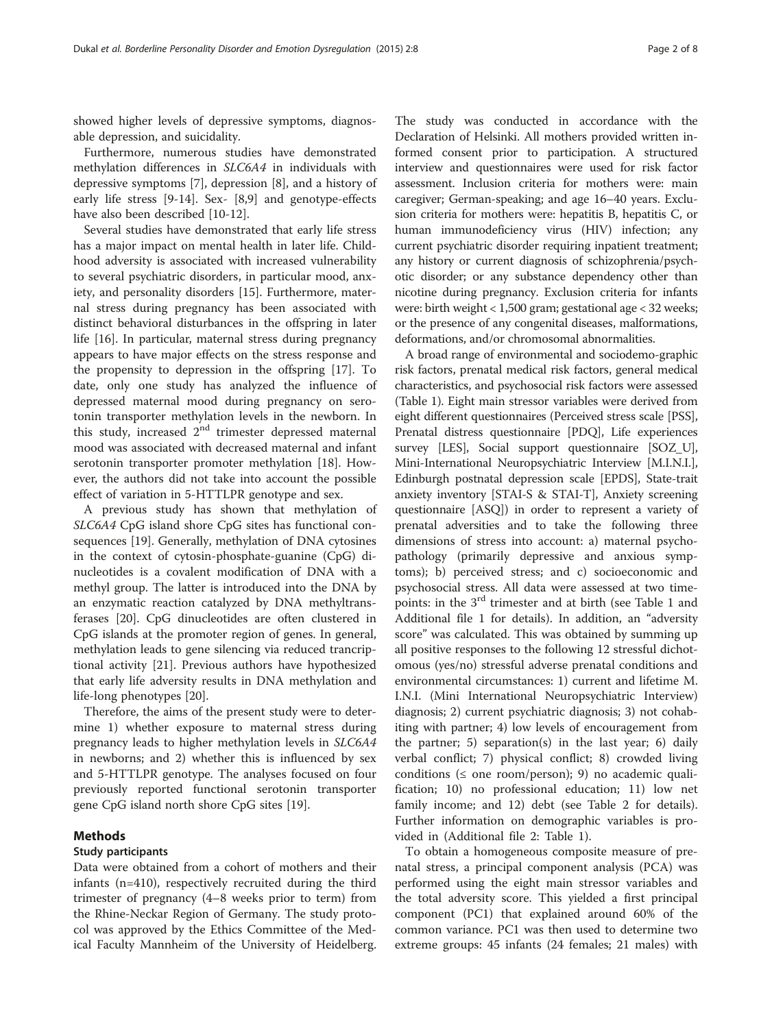showed higher levels of depressive symptoms, diagnosable depression, and suicidality.

Furthermore, numerous studies have demonstrated methylation differences in *SLC6A4* in individuals with depressive symptoms [7], depression [8], and a history of early life stress [9-14]. Sex- [8,9] and genotype-effects have also been described [10-12].

Several studies have demonstrated that early life stress has a major impact on mental health in later life. Childhood adversity is associated with increased vulnerability to several psychiatric disorders, in particular mood, anxiety, and personality disorders [15]. Furthermore, maternal stress during pregnancy has been associated with distinct behavioral disturbances in the offspring in later life [16]. In particular, maternal stress during pregnancy appears to have major effects on the stress response and the propensity to depression in the offspring [17]. To date, only one study has analyzed the influence of depressed maternal mood during pregnancy on serotonin transporter methylation levels in the newborn. In this study, increased 2[nd] trimester depressed maternal mood was associated with decreased maternal and infant serotonin transporter promoter methylation [18]. However, the authors did not take into account the possible effect of variation in 5-HTTLPR genotype and sex.

A previous study has shown that methylation of *SLC6A4* CpG island shore CpG sites has functional consequences [19]. Generally, methylation of DNA cytosines in the context of cytosin-phosphate-guanine (CpG) dinucleotides is a covalent modification of DNA with a methyl group. The latter is introduced into the DNA by an enzymatic reaction catalyzed by DNA methyltransferases [20]. CpG dinucleotides are often clustered in CpG islands at the promoter region of genes. In general, methylation leads to gene silencing via reduced trancriptional activity [21]. Previous authors have hypothesized that early life adversity results in DNA methylation and life-long phenotypes [20].

Therefore, the aims of the present study were to determine 1) whether exposure to maternal stress during pregnancy leads to higher methylation levels in *SLC6A4* in newborns; and 2) whether this is influenced by sex and 5-HTTLPR genotype. The analyses focused on four previously reported functional serotonin transporter gene CpG island north shore CpG sites [19].

## Methods

### Study participants

Data were obtained from a cohort of mothers and their infants (n=410), respectively recruited during the third trimester of pregnancy (4–8 weeks prior to term) from the Rhine-Neckar Region of Germany. The study protocol was approved by the Ethics Committee of the Medical Faculty Mannheim of the University of Heidelberg. The study was conducted in accordance with the Declaration of Helsinki. All mothers provided written informed consent prior to participation. A structured interview and questionnaires were used for risk factor assessment. Inclusion criteria for mothers were: main caregiver; German-speaking; and age 16–40 years. Exclusion criteria for mothers were: hepatitis B, hepatitis C, or human immunodeficiency virus (HIV) infection; any current psychiatric disorder requiring inpatient treatment; any history or current diagnosis of schizophrenia/psychotic disorder; or any substance dependency other than nicotine during pregnancy. Exclusion criteria for infants were: birth weight < 1,500 gram; gestational age < 32 weeks; or the presence of any congenital diseases, malformations, deformations, and/or chromosomal abnormalities.

A broad range of environmental and sociodemo-graphic risk factors, prenatal medical risk factors, general medical characteristics, and psychosocial risk factors were assessed (Table 1). Eight main stressor variables were derived from eight different questionnaires (Perceived stress scale [PSS], Prenatal distress questionnaire [PDQ], Life experiences survey [LES], Social support questionnaire [SOZ_U], Mini-International Neuropsychiatric Interview [M.I.N.I.], Edinburgh postnatal depression scale [EPDS], State-trait anxiety inventory [STAI-S & STAI-T], Anxiety screening questionnaire [ASQ]) in order to represent a variety of prenatal adversities and to take the following three dimensions of stress into account: a) maternal psychopathology (primarily depressive and anxious symptoms); b) perceived stress; and c) socioeconomic and psychosocial stress. All data were assessed at two timepoints: in the 3[rd] trimester and at birth (see Table 1 and Additional file 1 for details). In addition, an "adversity score" was calculated. This was obtained by summing up all positive responses to the following 12 stressful dichotomous (yes/no) stressful adverse prenatal conditions and environmental circumstances: 1) current and lifetime M.I.N.I. (Mini International Neuropsychiatric Interview) diagnosis; 2) current psychiatric diagnosis; 3) not cohabiting with partner; 4) low levels of encouragement from the partner; 5) separation(s) in the last year; 6) daily verbal conflict; 7) physical conflict; 8) crowded living conditions (≤ one room/person); 9) no academic qualification; 10) no professional education; 11) low net family income; and 12) debt (see Table 2 for details). Further information on demographic variables is provided in (Additional file 2: Table 1).

To obtain a homogeneous composite measure of prenatal stress, a principal component analysis (PCA) was performed using the eight main stressor variables and the total adversity score. This yielded a first principal component (PC1) that explained around 60% of the common variance. PC1 was then used to determine two extreme groups: 45 infants (24 females; 21 males) with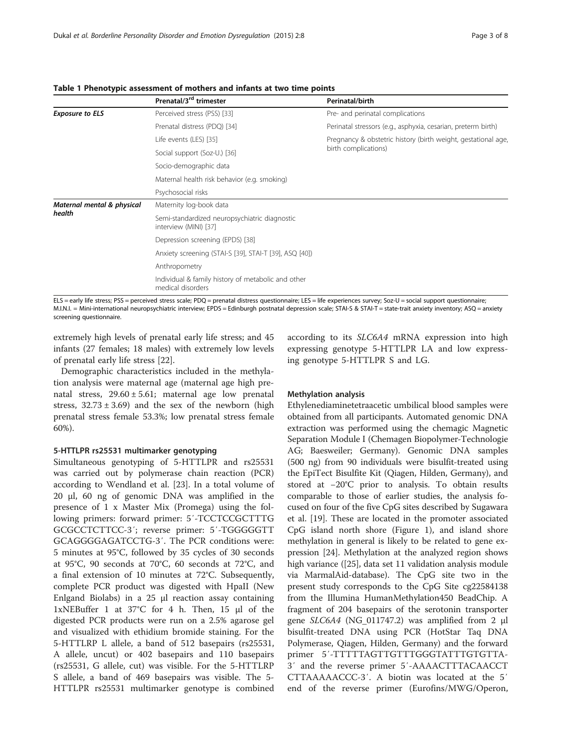**Table 1 Phenotypic assessment of mothers and infants at two time points**

| | Prenatal/3[rd] trimester | Perinatal/birth |
|---|---|---|
| ***Exposure to ELS*** | Perceived stress (PSS) [33] | Pre- and perinatal complications |
| | Prenatal distress (PDQ) [34] | Perinatal stressors (e.g., asphyxia, cesarian, preterm birth) |
| | Life events (LES) [35] | Pregnancy & obstetric history (birth weight, gestational age, birth complications) |
| | Social support (Soz-U.) [36] | |
| | Socio-demographic data | |
| | Maternal health risk behavior (e.g. smoking) | |
| | Psychosocial risks | |
| ***Maternal mental & physical health*** | Maternity log-book data | |
| | Semi-standardized neuropsychiatric diagnostic interview (MINI) [37] | |
| | Depression screening (EPDS) [38] | |
| | Anxiety screening (STAI-S [39], STAI-T [39], ASQ [40]) | |
| | Anthropometry | |
| | Individual & family history of metabolic and other medical disorders | |

ELS = early life stress; PSS = perceived stress scale; PDQ = prenatal distress questionnaire; LES = life experiences survey; Soz-U = social support questionnaire; M.I.N.I. = Mini-international neuropsychiatric interview; EPDS = Edinburgh postnatal depression scale; STAI-S & STAI-T = state-trait anxiety inventory; ASQ = anxiety screening questionnaire.

extremely high levels of prenatal early life stress; and 45 infants (27 females; 18 males) with extremely low levels of prenatal early life stress [22].

Demographic characteristics included in the methylation analysis were maternal age (maternal age high prenatal stress, $29.60 \pm 5.61$; maternal age low prenatal stress, $32.73 \pm 3.69$) and the sex of the newborn (high prenatal stress female 53.3%; low prenatal stress female 60%).

### 5-HTTLPR rs25531 multimarker genotyping

Simultaneous genotyping of 5-HTTLPR and rs25531 was carried out by polymerase chain reaction (PCR) according to Wendland et al. [23]. In a total volume of 20 µl, 60 ng of genomic DNA was amplified in the presence of 1 x Master Mix (Promega) using the following primers: forward primer: 5′-TCCTCCGCTTTG GCGCCTCTTCC-3′; reverse primer: 5′-TGGGGGTT GCAGGGGAGATCCTG-3′. The PCR conditions were: 5 minutes at 95°C, followed by 35 cycles of 30 seconds at 95°C, 90 seconds at 70°C, 60 seconds at 72°C, and a final extension of 10 minutes at 72°C. Subsequently, complete PCR product was digested with HpaII (New Enlgand Biolabs) in a 25 µl reaction assay containing 1xNEBuffer 1 at 37°C for 4 h. Then, 15 µl of the digested PCR products were run on a 2.5% agarose gel and visualized with ethidium bromide staining. For the 5-HTTLRP L allele, a band of 512 basepairs (rs25531, A allele, uncut) or 402 basepairs and 110 basepairs (rs25531, G allele, cut) was visible. For the 5-HTTLRP S allele, a band of 469 basepairs was visible. The 5-HTTLPR rs25531 multimarker genotype is combined according to its *SLC6A4* mRNA expression into high expressing genotype 5-HTTLPR LA and low expressing genotype 5-HTTLPR S and LG.

### Methylation analysis

Ethylenediaminetetraacetic umbilical blood samples were obtained from all participants. Automated genomic DNA extraction was performed using the chemagic Magnetic Separation Module I (Chemagen Biopolymer-Technologie AG; Baesweiler; Germany). Genomic DNA samples (500 ng) from 90 individuals were bisulfit-treated using the EpiTect Bisulfite Kit (Qiagen, Hilden, Germany), and stored at −20°C prior to analysis. To obtain results comparable to those of earlier studies, the analysis focused on four of the five CpG sites described by Sugawara et al. [19]. These are located in the promoter associated CpG island north shore (Figure 1), and island shore methylation in general is likely to be related to gene expression [24]. Methylation at the analyzed region shows high variance ([25], data set 11 validation analysis module via MarmalAid-database). The CpG site two in the present study corresponds to the CpG Site cg22584138 from the Illumina HumanMethylation450 BeadChip. A fragment of 204 basepairs of the serotonin transporter gene *SLC6A4* (NG_011747.2) was amplified from 2 µl bisulfit-treated DNA using PCR (HotStar Taq DNA Polymerase, Qiagen, Hilden, Germany) and the forward primer 5′-TTTTTAGTTGTTTGGGTATTTGTGTTA-3′ and the reverse primer 5′-AAAACTTTACAACCT CTTAAAAACCC-3′. A biotin was located at the 5′ end of the reverse primer (Eurofins/MWG/Operon,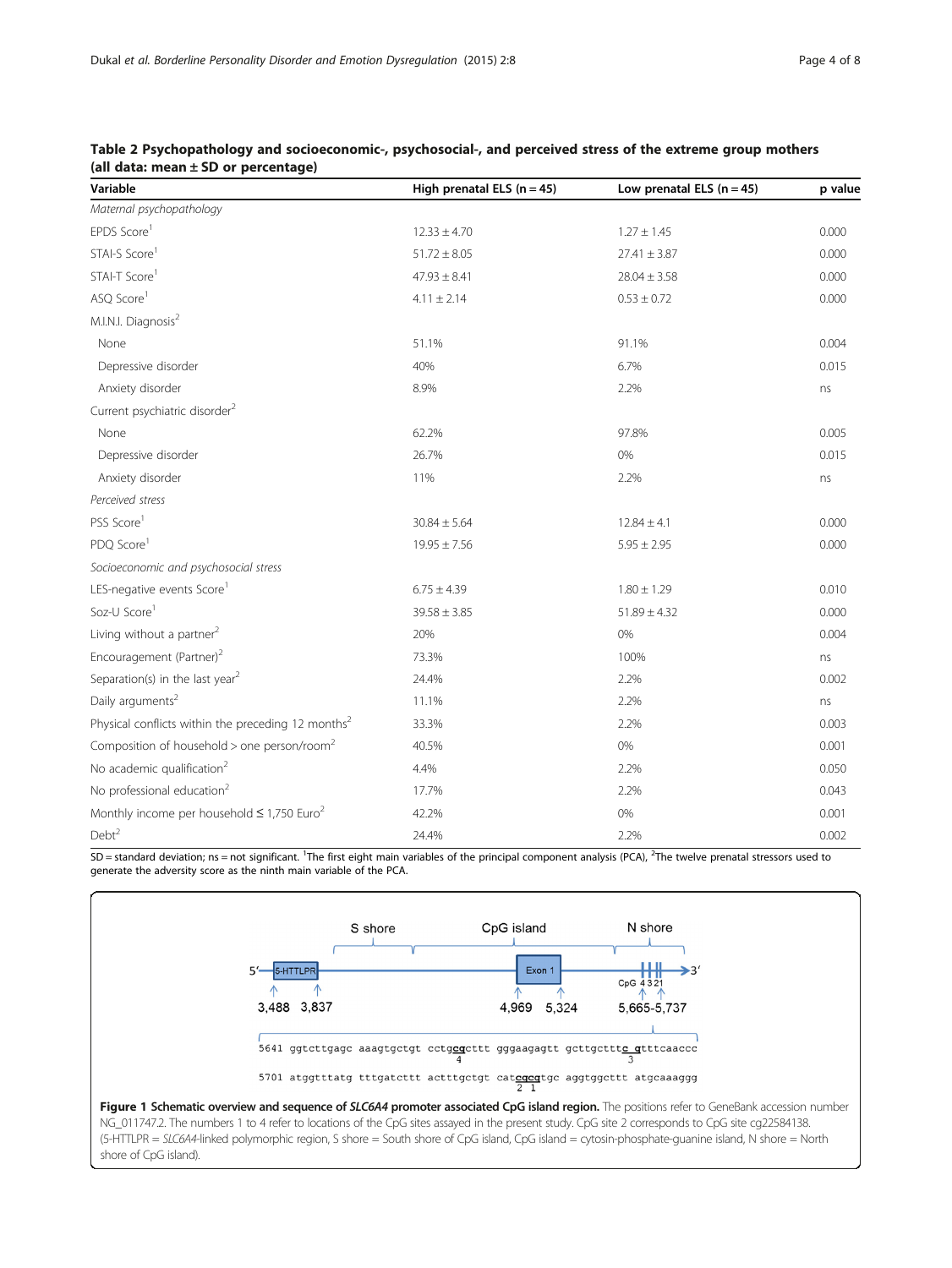**Table 2 Psychopathology and socioeconomic-, psychosocial-, and perceived stress of the extreme group mothers (all data: mean ± SD or percentage)**

| Variable | High prenatal ELS (n = 45) | Low prenatal ELS (n = 45) | p value |
|---|---|---|---|
| *Maternal psychopathology* | | | |
| EPDS Score[1] | 12.33 ± 4.70 | 1.27 ± 1.45 | 0.000 |
| STAI-S Score[1] | 51.72 ± 8.05 | 27.41 ± 3.87 | 0.000 |
| STAI-T Score[1] | 47.93 ± 8.41 | 28.04 ± 3.58 | 0.000 |
| ASQ Score[1] | 4.11 ± 2.14 | 0.53 ± 0.72 | 0.000 |
| M.I.N.I. Diagnosis[2] | | | |
| None | 51.1% | 91.1% | 0.004 |
| Depressive disorder | 40% | 6.7% | 0.015 |
| Anxiety disorder | 8.9% | 2.2% | ns |
| Current psychiatric disorder[2] | | | |
| None | 62.2% | 97.8% | 0.005 |
| Depressive disorder | 26.7% | 0% | 0.015 |
| Anxiety disorder | 11% | 2.2% | ns |
| *Perceived stress* | | | |
| PSS Score[1] | 30.84 ± 5.64 | 12.84 ± 4.1 | 0.000 |
| PDQ Score[1] | 19.95 ± 7.56 | 5.95 ± 2.95 | 0.000 |
| *Socioeconomic and psychosocial stress* | | | |
| LES-negative events Score[1] | 6.75 ± 4.39 | 1.80 ± 1.29 | 0.010 |
| Soz-U Score[1] | 39.58 ± 3.85 | 51.89 ± 4.32 | 0.000 |
| Living without a partner[2] | 20% | 0% | 0.004 |
| Encouragement (Partner)[2] | 73.3% | 100% | ns |
| Separation(s) in the last year[2] | 24.4% | 2.2% | 0.002 |
| Daily arguments[2] | 11.1% | 2.2% | ns |
| Physical conflicts within the preceding 12 months[2] | 33.3% | 2.2% | 0.003 |
| Composition of household > one person/room[2] | 40.5% | 0% | 0.001 |
| No academic qualification[2] | 4.4% | 2.2% | 0.050 |
| No professional education[2] | 17.7% | 2.2% | 0.043 |
| Monthly income per household ≤ 1,750 Euro[2] | 42.2% | 0% | 0.001 |
| Debt[2] | 24.4% | 2.2% | 0.002 |

SD = standard deviation; ns = not significant. [1]The first eight main variables of the principal component analysis (PCA), [2]The twelve prenatal stressors used to generate the adversity score as the ninth main variable of the PCA.

```
5641 ggtcttgagc aaagtgctgt cctgcgcttt gggaagagtt gcttgctttc gtttcaaccc
                               4                                3
5701 atggtttatg tttgatcttt actttgctgt catcgcgtgc aggtggcttt atgcaaaggg
                                         2 1
```

**Figure 1 Schematic overview and sequence of *SLC6A4* promoter associated CpG island region.** The positions refer to GeneBank accession number NG_011747.2. The numbers 1 to 4 refer to locations of the CpG sites assayed in the present study. CpG site 2 corresponds to CpG site cg22584138. (5-HTTLPR = *SLC6A4*-linked polymorphic region, S shore = South shore of CpG island, CpG island = cytosin-phosphate-guanine island, N shore = North shore of CpG island).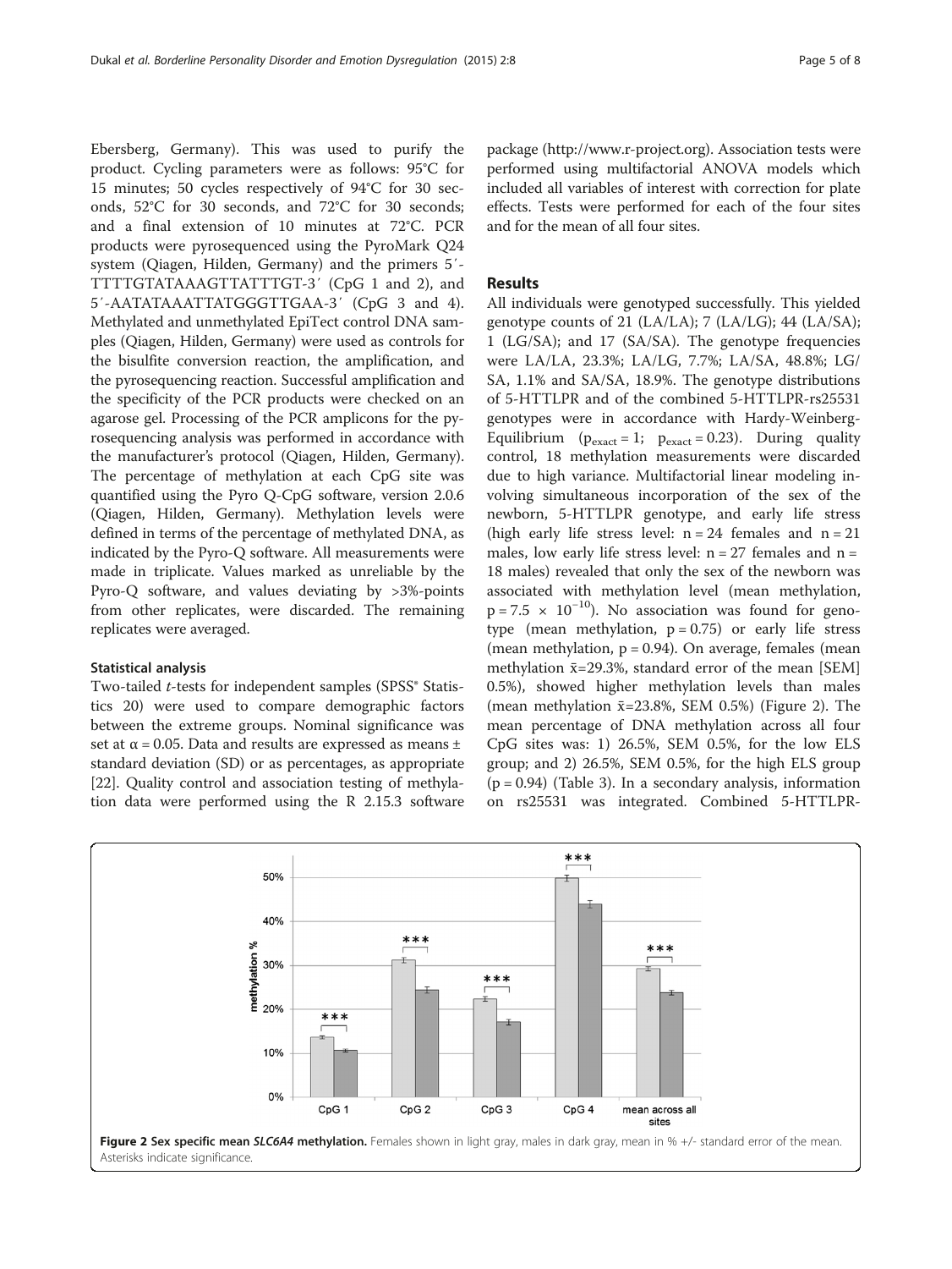Ebersberg, Germany). This was used to purify the product. Cycling parameters were as follows: 95°C for 15 minutes; 50 cycles respectively of 94°C for 30 seconds, 52°C for 30 seconds, and 72°C for 30 seconds; and a final extension of 10 minutes at 72°C. PCR products were pyrosequenced using the PyroMark Q24 system (Qiagen, Hilden, Germany) and the primers 5′-TTTTGTATAAAGTTATTTGT-3′ (CpG 1 and 2), and 5′-AATATAAATTATGGGTTGAA-3′ (CpG 3 and 4). Methylated and unmethylated EpiTect control DNA samples (Qiagen, Hilden, Germany) were used as controls for the bisulfite conversion reaction, the amplification, and the pyrosequencing reaction. Successful amplification and the specificity of the PCR products were checked on an agarose gel. Processing of the PCR amplicons for the pyrosequencing analysis was performed in accordance with the manufacturer's protocol (Qiagen, Hilden, Germany). The percentage of methylation at each CpG site was quantified using the Pyro Q-CpG software, version 2.0.6 (Qiagen, Hilden, Germany). Methylation levels were defined in terms of the percentage of methylated DNA, as indicated by the Pyro-Q software. All measurements were made in triplicate. Values marked as unreliable by the Pyro-Q software, and values deviating by >3%-points from other replicates, were discarded. The remaining replicates were averaged.

### Statistical analysis

Two-tailed *t*-tests for independent samples (SPSS® Statistics 20) were used to compare demographic factors between the extreme groups. Nominal significance was set at $\alpha = 0.05$. Data and results are expressed as means ± standard deviation (SD) or as percentages, as appropriate [22]. Quality control and association testing of methylation data were performed using the R 2.15.3 software package (http://www.r-project.org). Association tests were performed using multifactorial ANOVA models which included all variables of interest with correction for plate effects. Tests were performed for each of the four sites and for the mean of all four sites.

## Results

All individuals were genotyped successfully. This yielded genotype counts of 21 (LA/LA); 7 (LA/LG); 44 (LA/SA); 1 (LG/SA); and 17 (SA/SA). The genotype frequencies were LA/LA, 23.3%; LA/LG, 7.7%; LA/SA, 48.8%; LG/SA, 1.1% and SA/SA, 18.9%. The genotype distributions of 5-HTTLPR and of the combined 5-HTTLPR-rs25531 genotypes were in accordance with Hardy-Weinberg-Equilibrium ($p_{exact} = 1$; $p_{exact} = 0.23$). During quality control, 18 methylation measurements were discarded due to high variance. Multifactorial linear modeling involving simultaneous incorporation of the sex of the newborn, 5-HTTLPR genotype, and early life stress (high early life stress level: n = 24 females and n = 21 males, low early life stress level: n = 27 females and n = 18 males) revealed that only the sex of the newborn was associated with methylation level (mean methylation, $p = 7.5 \times 10^{-10}$). No association was found for genotype (mean methylation, $p = 0.75$) or early life stress (mean methylation, $p = 0.94$). On average, females (mean methylation $\bar{x}$=29.3%, standard error of the mean [SEM] 0.5%), showed higher methylation levels than males (mean methylation $\bar{x}$=23.8%, SEM 0.5%) (Figure 2). The mean percentage of DNA methylation across all four CpG sites was: 1) 26.5%, SEM 0.5%, for the low ELS group; and 2) 26.5%, SEM 0.5%, for the high ELS group ($p = 0.94$) (Table 3). In a secondary analysis, information on rs25531 was integrated. Combined 5-HTTLPR-

**Figure 2 Sex specific mean *SLC6A4* methylation.** Females shown in light gray, males in dark gray, mean in % +/- standard error of the mean. Asterisks indicate significance.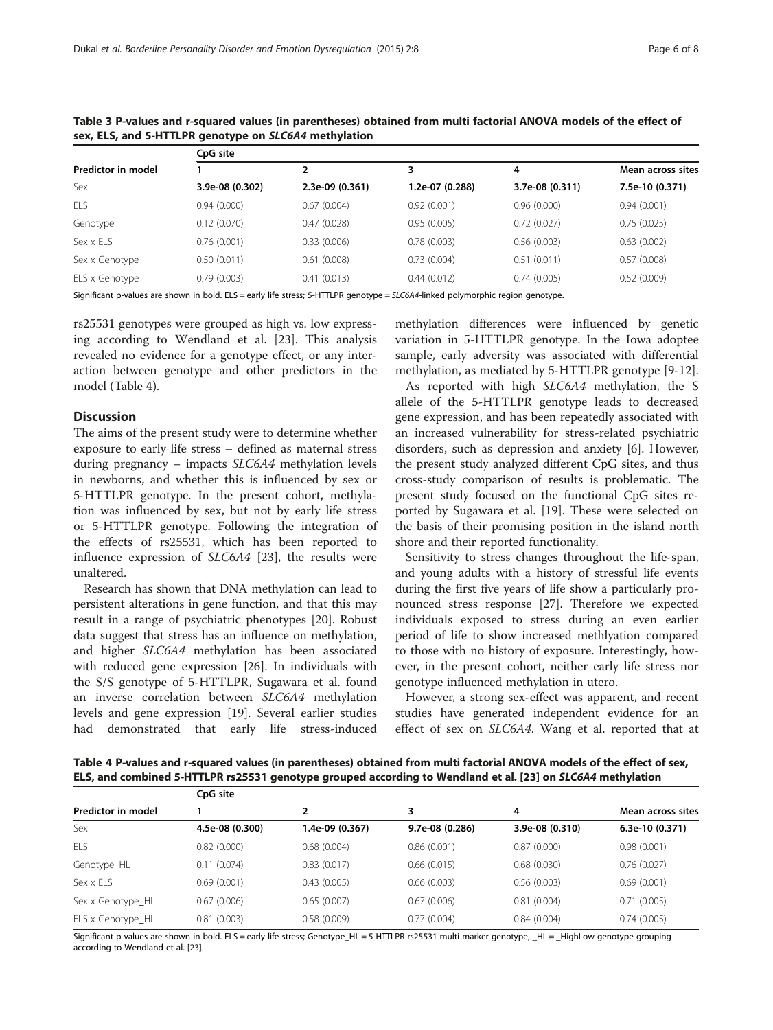**Table 3 P-values and r-squared values (in parentheses) obtained from multi factorial ANOVA models of the effect of sex, ELS, and 5-HTTLPR genotype on *SLC6A4* methylation**

| Predictor in model | CpG site 1 | 2 | 3 | 4 | Mean across sites |
|---|---|---|---|---|---|
| Sex | **3.9e-08 (0.302)** | **2.3e-09 (0.361)** | **1.2e-07 (0.288)** | **3.7e-08 (0.311)** | **7.5e-10 (0.371)** |
| ELS | 0.94 (0.000) | 0.67 (0.004) | 0.92 (0.001) | 0.96 (0.000) | 0.94 (0.001) |
| Genotype | 0.12 (0.070) | 0.47 (0.028) | 0.95 (0.005) | 0.72 (0.027) | 0.75 (0.025) |
| Sex x ELS | 0.76 (0.001) | 0.33 (0.006) | 0.78 (0.003) | 0.56 (0.003) | 0.63 (0.002) |
| Sex x Genotype | 0.50 (0.011) | 0.61 (0.008) | 0.73 (0.004) | 0.51 (0.011) | 0.57 (0.008) |
| ELS x Genotype | 0.79 (0.003) | 0.41 (0.013) | 0.44 (0.012) | 0.74 (0.005) | 0.52 (0.009) |

Significant p-values are shown in bold. ELS = early life stress; 5-HTTLPR genotype = *SLC6A4*-linked polymorphic region genotype.

rs25531 genotypes were grouped as high vs. low expressing according to Wendland et al. [23]. This analysis revealed no evidence for a genotype effect, or any interaction between genotype and other predictors in the model (Table 4).

## Discussion

The aims of the present study were to determine whether exposure to early life stress – defined as maternal stress during pregnancy – impacts *SLC6A4* methylation levels in newborns, and whether this is influenced by sex or 5-HTTLPR genotype. In the present cohort, methylation was influenced by sex, but not by early life stress or 5-HTTLPR genotype. Following the integration of the effects of rs25531, which has been reported to influence expression of *SLC6A4* [23], the results were unaltered.

Research has shown that DNA methylation can lead to persistent alterations in gene function, and that this may result in a range of psychiatric phenotypes [20]. Robust data suggest that stress has an influence on methylation, and higher *SLC6A4* methylation has been associated with reduced gene expression [26]. In individuals with the S/S genotype of 5-HTTLPR, Sugawara et al. found an inverse correlation between *SLC6A4* methylation levels and gene expression [19]. Several earlier studies had demonstrated that early life stress-induced methylation differences were influenced by genetic variation in 5-HTTLPR genotype. In the Iowa adoptee sample, early adversity was associated with differential methylation, as mediated by 5-HTTLPR genotype [9-12].

As reported with high *SLC6A4* methylation, the S allele of the 5-HTTLPR genotype leads to decreased gene expression, and has been repeatedly associated with an increased vulnerability for stress-related psychiatric disorders, such as depression and anxiety [6]. However, the present study analyzed different CpG sites, and thus cross-study comparison of results is problematic. The present study focused on the functional CpG sites reported by Sugawara et al. [19]. These were selected on the basis of their promising position in the island north shore and their reported functionality.

Sensitivity to stress changes throughout the life-span, and young adults with a history of stressful life events during the first five years of life show a particularly pronounced stress response [27]. Therefore we expected individuals exposed to stress during an even earlier period of life to show increased methlyation compared to those with no history of exposure. Interestingly, however, in the present cohort, neither early life stress nor genotype influenced methylation in utero.

However, a strong sex-effect was apparent, and recent studies have generated independent evidence for an effect of sex on *SLC6A4*. Wang et al. reported that at

**Table 4 P-values and r-squared values (in parentheses) obtained from multi factorial ANOVA models of the effect of sex, ELS, and combined 5-HTTLPR rs25531 genotype grouped according to Wendland et al. [23] on *SLC6A4* methylation**

| Predictor in model | CpG site 1 | 2 | 3 | 4 | Mean across sites |
|---|---|---|---|---|---|
| Sex | **4.5e-08 (0.300)** | **1.4e-09 (0.367)** | **9.7e-08 (0.286)** | **3.9e-08 (0.310)** | **6.3e-10 (0.371)** |
| ELS | 0.82 (0.000) | 0.68 (0.004) | 0.86 (0.001) | 0.87 (0.000) | 0.98 (0.001) |
| Genotype_HL | 0.11 (0.074) | 0.83 (0.017) | 0.66 (0.015) | 0.68 (0.030) | 0.76 (0.027) |
| Sex x ELS | 0.69 (0.001) | 0.43 (0.005) | 0.66 (0.003) | 0.56 (0.003) | 0.69 (0.001) |
| Sex x Genotype_HL | 0.67 (0.006) | 0.65 (0.007) | 0.67 (0.006) | 0.81 (0.004) | 0.71 (0.005) |
| ELS x Genotype_HL | 0.81 (0.003) | 0.58 (0.009) | 0.77 (0.004) | 0.84 (0.004) | 0.74 (0.005) |

Significant p-values are shown in bold. ELS = early life stress; Genotype_HL = 5-HTTLPR rs25531 multi marker genotype, _HL = _HighLow genotype grouping according to Wendland et al. [23].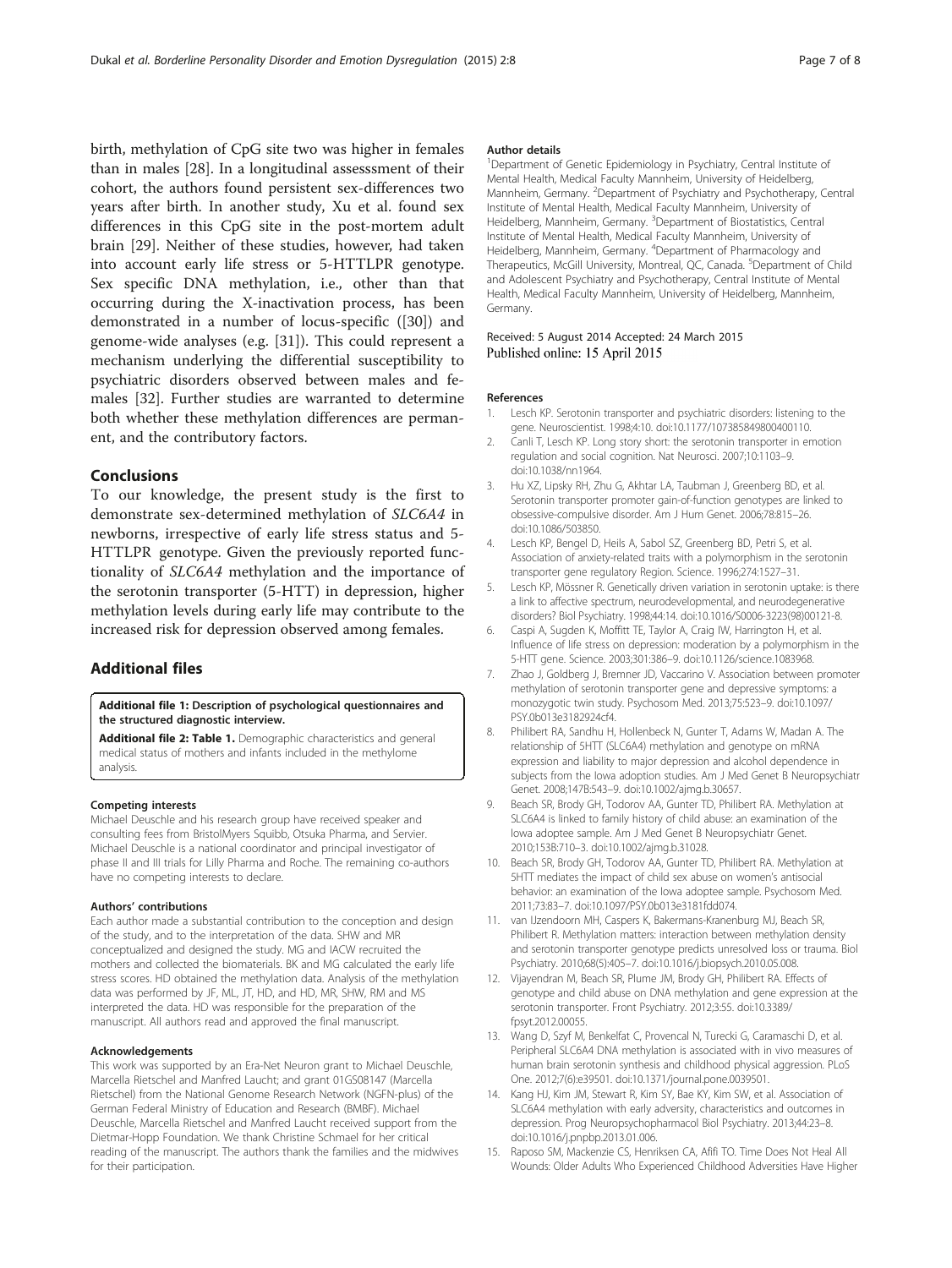birth, methylation of CpG site two was higher in females than in males [28]. In a longitudinal assesssment of their cohort, the authors found persistent sex-differences two years after birth. In another study, Xu et al. found sex differences in this CpG site in the post-mortem adult brain [29]. Neither of these studies, however, had taken into account early life stress or 5-HTTLPR genotype. Sex specific DNA methylation, i.e., other than that occurring during the X-inactivation process, has been demonstrated in a number of locus-specific ([30]) and genome-wide analyses (e.g. [31]). This could represent a mechanism underlying the differential susceptibility to psychiatric disorders observed between males and females [32]. Further studies are warranted to determine both whether these methylation differences are permanent, and the contributory factors.

## Conclusions

To our knowledge, the present study is the first to demonstrate sex-determined methylation of *SLC6A4* in newborns, irrespective of early life stress status and 5-HTTLPR genotype. Given the previously reported functionality of *SLC6A4* methylation and the importance of the serotonin transporter (5-HTT) in depression, higher methylation levels during early life may contribute to the increased risk for depression observed among females.

## Additional files

**Additional file 1: Description of psychological questionnaires and the structured diagnostic interview.**

**Additional file 2: Table 1.** Demographic characteristics and general medical status of mothers and infants included in the methylome analysis.

#### Competing interests

Michael Deuschle and his research group have received speaker and consulting fees from BristolMyers Squibb, Otsuka Pharma, and Servier. Michael Deuschle is a national coordinator and principal investigator of phase II and III trials for Lilly Pharma and Roche. The remaining co-authors have no competing interests to declare.

#### Authors' contributions

Each author made a substantial contribution to the conception and design of the study, and to the interpretation of the data. SHW and MR conceptualized and designed the study. MG and IACW recruited the mothers and collected the biomaterials. BK and MG calculated the early life stress scores. HD obtained the methylation data. Analysis of the methylation data was performed by JF, ML, JT, HD, and HD, MR, SHW, RM and MS interpreted the data. HD was responsible for the preparation of the manuscript. All authors read and approved the final manuscript.

#### Acknowledgements

This work was supported by an Era-Net Neuron grant to Michael Deuschle, Marcella Rietschel and Manfred Laucht; and grant 01GS08147 (Marcella Rietschel) from the National Genome Research Network (NGFN-plus) of the German Federal Ministry of Education and Research (BMBF). Michael Deuschle, Marcella Rietschel and Manfred Laucht received support from the Dietmar-Hopp Foundation. We thank Christine Schmael for her critical reading of the manuscript. The authors thank the families and the midwives for their participation.

#### Author details

[1]Department of Genetic Epidemiology in Psychiatry, Central Institute of Mental Health, Medical Faculty Mannheim, University of Heidelberg, Mannheim, Germany. [2]Department of Psychiatry and Psychotherapy, Central Institute of Mental Health, Medical Faculty Mannheim, University of Heidelberg, Mannheim, Germany. [3]Department of Biostatistics, Central Institute of Mental Health, Medical Faculty Mannheim, University of Heidelberg, Mannheim, Germany. [4]Department of Pharmacology and Therapeutics, McGill University, Montreal, QC, Canada. [5]Department of Child and Adolescent Psychiatry and Psychotherapy, Central Institute of Mental Health, Medical Faculty Mannheim, University of Heidelberg, Mannheim, Germany.

Received: 5 August 2014 Accepted: 24 March 2015
Published online: 15 April 2015

#### References

1. Lesch KP. Serotonin transporter and psychiatric disorders: listening to the gene. Neuroscientist. 1998;4:10. doi:10.1177/107385849800400110.
2. Canli T, Lesch KP. Long story short: the serotonin transporter in emotion regulation and social cognition. Nat Neurosci. 2007;10:1103–9. doi:10.1038/nn1964.
3. Hu XZ, Lipsky RH, Zhu G, Akhtar LA, Taubman J, Greenberg BD, et al. Serotonin transporter promoter gain-of-function genotypes are linked to obsessive-compulsive disorder. Am J Hum Genet. 2006;78:815–26. doi:10.1086/503850.
4. Lesch KP, Bengel D, Heils A, Sabol SZ, Greenberg BD, Petri S, et al. Association of anxiety-related traits with a polymorphism in the serotonin transporter gene regulatory Region. Science. 1996;274:1527–31.
5. Lesch KP, Mössner R. Genetically driven variation in serotonin uptake: is there a link to affective spectrum, neurodevelopmental, and neurodegenerative disorders? Biol Psychiatry. 1998;44:14. doi:10.1016/S0006-3223(98)00121-8.
6. Caspi A, Sugden K, Moffitt TE, Taylor A, Craig IW, Harrington H, et al. Influence of life stress on depression: moderation by a polymorphism in the 5-HTT gene. Science. 2003;301:386–9. doi:10.1126/science.1083968.
7. Zhao J, Goldberg J, Bremner JD, Vaccarino V. Association between promoter methylation of serotonin transporter gene and depressive symptoms: a monozygotic twin study. Psychosom Med. 2013;75:523–9. doi:10.1097/PSY.0b013e3182924cf4.
8. Philibert RA, Sandhu H, Hollenbeck N, Gunter T, Adams W, Madan A. The relationship of 5HTT (SLC6A4) methylation and genotype on mRNA expression and liability to major depression and alcohol dependence in subjects from the Iowa adoption studies. Am J Med Genet B Neuropsychiatr Genet. 2008;147B:543–9. doi:10.1002/ajmg.b.30657.
9. Beach SR, Brody GH, Todorov AA, Gunter TD, Philibert RA. Methylation at SLC6A4 is linked to family history of child abuse: an examination of the Iowa adoptee sample. Am J Med Genet B Neuropsychiatr Genet. 2010;153B:710–3. doi:10.1002/ajmg.b.31028.
10. Beach SR, Brody GH, Todorov AA, Gunter TD, Philibert RA. Methylation at 5HTT mediates the impact of child sex abuse on women's antisocial behavior: an examination of the Iowa adoptee sample. Psychosom Med. 2011;73:83–7. doi:10.1097/PSY.0b013e3181fdd074.
11. van IJzendoorn MH, Caspers K, Bakermans-Kranenburg MJ, Beach SR, Philibert R. Methylation matters: interaction between methylation density and serotonin transporter genotype predicts unresolved loss or trauma. Biol Psychiatry. 2010;68(5):405–7. doi:10.1016/j.biopsych.2010.05.008.
12. Vijayendran M, Beach SR, Plume JM, Brody GH, Philibert RA. Effects of genotype and child abuse on DNA methylation and gene expression at the serotonin transporter. Front Psychiatry. 2012;3:55. doi:10.3389/fpsyt.2012.00055.
13. Wang D, Szyf M, Benkelfat C, Provencal N, Turecki G, Caramaschi D, et al. Peripheral SLC6A4 DNA methylation is associated with in vivo measures of human brain serotonin synthesis and childhood physical aggression. PLoS One. 2012;7(6):e39501. doi:10.1371/journal.pone.0039501.
14. Kang HJ, Kim JM, Stewart R, Kim SY, Bae KY, Kim SW, et al. Association of SLC6A4 methylation with early adversity, characteristics and outcomes in depression. Prog Neuropsychopharmacol Biol Psychiatry. 2013;44:23–8. doi:10.1016/j.pnpbp.2013.01.006.
15. Raposo SM, Mackenzie CS, Henriksen CA, Afifi TO. Time Does Not Heal All Wounds: Older Adults Who Experienced Childhood Adversities Have Higher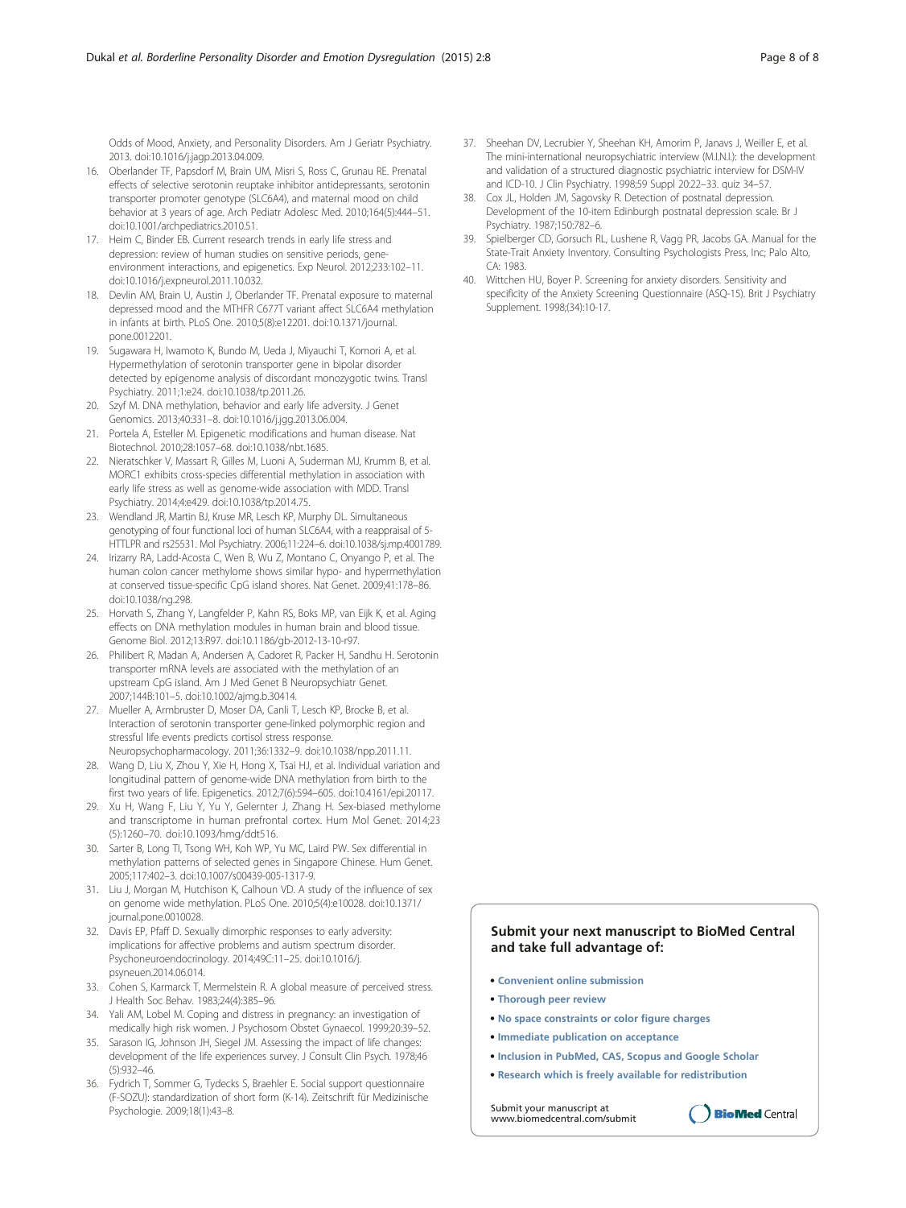Odds of Mood, Anxiety, and Personality Disorders. Am J Geriatr Psychiatry. 2013. doi:10.1016/j.jagp.2013.04.009.

16. Oberlander TF, Papsdorf M, Brain UM, Misri S, Ross C, Grunau RE. Prenatal effects of selective serotonin reuptake inhibitor antidepressants, serotonin transporter promoter genotype (SLC6A4), and maternal mood on child behavior at 3 years of age. Arch Pediatr Adolesc Med. 2010;164(5):444–51. doi:10.1001/archpediatrics.2010.51.
17. Heim C, Binder EB. Current research trends in early life stress and depression: review of human studies on sensitive periods, gene-environment interactions, and epigenetics. Exp Neurol. 2012;233:102–11. doi:10.1016/j.expneurol.2011.10.032.
18. Devlin AM, Brain U, Austin J, Oberlander TF. Prenatal exposure to maternal depressed mood and the MTHFR C677T variant affect SLC6A4 methylation in infants at birth. PLoS One. 2010;5(8):e12201. doi:10.1371/journal.pone.0012201.
19. Sugawara H, Iwamoto K, Bundo M, Ueda J, Miyauchi T, Komori A, et al. Hypermethylation of serotonin transporter gene in bipolar disorder detected by epigenome analysis of discordant monozygotic twins. Transl Psychiatry. 2011;1:e24. doi:10.1038/tp.2011.26.
20. Szyf M. DNA methylation, behavior and early life adversity. J Genet Genomics. 2013;40:331–8. doi:10.1016/j.jgg.2013.06.004.
21. Portela A, Esteller M. Epigenetic modifications and human disease. Nat Biotechnol. 2010;28:1057–68. doi:10.1038/nbt.1685.
22. Nieratschker V, Massart R, Gilles M, Luoni A, Suderman MJ, Krumm B, et al. MORC1 exhibits cross-species differential methylation in association with early life stress as well as genome-wide association with MDD. Transl Psychiatry. 2014;4:e429. doi:10.1038/tp.2014.75.
23. Wendland JR, Martin BJ, Kruse MR, Lesch KP, Murphy DL. Simultaneous genotyping of four functional loci of human SLC6A4, with a reappraisal of 5-HTTLPR and rs25531. Mol Psychiatry. 2006;11:224–6. doi:10.1038/sj.mp.4001789.
24. Irizarry RA, Ladd-Acosta C, Wen B, Wu Z, Montano C, Onyango P, et al. The human colon cancer methylome shows similar hypo- and hypermethylation at conserved tissue-specific CpG island shores. Nat Genet. 2009;41:178–86. doi:10.1038/ng.298.
25. Horvath S, Zhang Y, Langfelder P, Kahn RS, Boks MP, van Eijk K, et al. Aging effects on DNA methylation modules in human brain and blood tissue. Genome Biol. 2012;13:R97. doi:10.1186/gb-2012-13-10-r97.
26. Philibert R, Madan A, Andersen A, Cadoret R, Packer H, Sandhu H. Serotonin transporter mRNA levels are associated with the methylation of an upstream CpG island. Am J Med Genet B Neuropsychiatr Genet. 2007;144B:101–5. doi:10.1002/ajmg.b.30414.
27. Mueller A, Armbruster D, Moser DA, Canli T, Lesch KP, Brocke B, et al. Interaction of serotonin transporter gene-linked polymorphic region and stressful life events predicts cortisol stress response. Neuropsychopharmacology. 2011;36:1332–9. doi:10.1038/npp.2011.11.
28. Wang D, Liu X, Zhou Y, Xie H, Hong X, Tsai HJ, et al. Individual variation and longitudinal pattern of genome-wide DNA methylation from birth to the first two years of life. Epigenetics. 2012;7(6):594–605. doi:10.4161/epi.20117.
29. Xu H, Wang F, Liu Y, Yu Y, Gelernter J, Zhang H. Sex-biased methylome and transcriptome in human prefrontal cortex. Hum Mol Genet. 2014;23(5):1260–70. doi:10.1093/hmg/ddt516.
30. Sarter B, Long TI, Tsong WH, Koh WP, Yu MC, Laird PW. Sex differential in methylation patterns of selected genes in Singapore Chinese. Hum Genet. 2005;117:402–3. doi:10.1007/s00439-005-1317-9.
31. Liu J, Morgan M, Hutchison K, Calhoun VD. A study of the influence of sex on genome wide methylation. PLoS One. 2010;5(4):e10028. doi:10.1371/journal.pone.0010028.
32. Davis EP, Pfaff D. Sexually dimorphic responses to early adversity: implications for affective problems and autism spectrum disorder. Psychoneuroendocrinology. 2014;49C:11–25. doi:10.1016/j.psyneuen.2014.06.014.
33. Cohen S, Karmarck T, Mermelstein R. A global measure of perceived stress. J Health Soc Behav. 1983;24(4):385–96.
34. Yali AM, Lobel M. Coping and distress in pregnancy: an investigation of medically high risk women. J Psychosom Obstet Gynaecol. 1999;20:39–52.
35. Sarason IG, Johnson JH, Siegel JM. Assessing the impact of life changes: development of the life experiences survey. J Consult Clin Psych. 1978;46(5):932–46.
36. Fydrich T, Sommer G, Tydecks S, Braehler E. Social support questionnaire (F-SOZU): standardization of short form (K-14). Zeitschrift für Medizinische Psychologie. 2009;18(1):43–8.
37. Sheehan DV, Lecrubier Y, Sheehan KH, Amorim P, Janavs J, Weiller E, et al. The mini-international neuropsychiatric interview (M.I.N.I.): the development and validation of a structured diagnostic psychiatric interview for DSM-IV and ICD-10. J Clin Psychiatry. 1998;59 Suppl 20:22–33. quiz 34–57.
38. Cox JL, Holden JM, Sagovsky R. Detection of postnatal depression. Development of the 10-item Edinburgh postnatal depression scale. Br J Psychiatry. 1987;150:782–6.
39. Spielberger CD, Gorsuch RL, Lushene R, Vagg PR, Jacobs GA. Manual for the State-Trait Anxiety Inventory. Consulting Psychologists Press, Inc; Palo Alto, CA: 1983.
40. Wittchen HU, Boyer P. Screening for anxiety disorders. Sensitivity and specificity of the Anxiety Screening Questionnaire (ASQ-15). Brit J Psychiatry Supplement. 1998;(34):10-17.

**Submit your next manuscript to BioMed Central and take full advantage of:**

- Convenient online submission
- Thorough peer review
- No space constraints or color figure charges
- Immediate publication on acceptance
- Inclusion in PubMed, CAS, Scopus and Google Scholar
- Research which is freely available for redistribution

Submit your manuscript at
www.biomedcentral.com/submit

BioMed Central